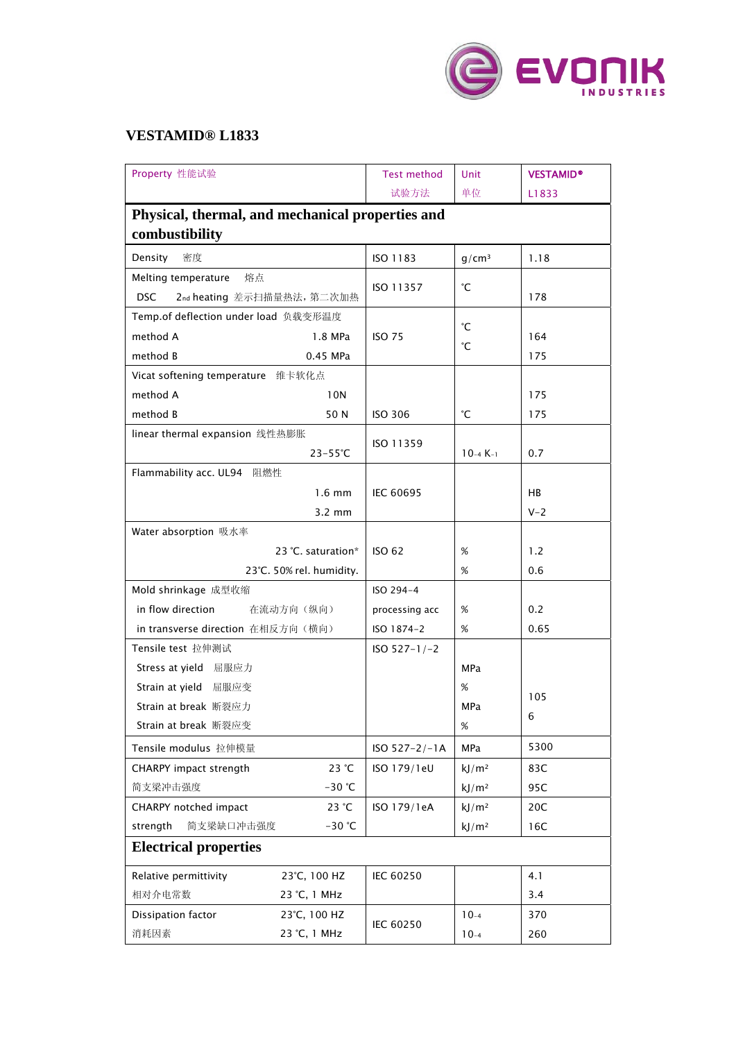## VESTAMID® L1833

| Property 性能试验 | Test method 试验方法 | Unit 单位 | VESTAMID® L1833 |
|---|---|---|---|
| **Physical, thermal, and mechanical properties and combustibility** | | | |
| Density 密度 | ISO 1183 | g/cm³ | 1.18 |
| Melting temperature 熔点<br>DSC 2nd heating 差示扫描量热法，第二次加热 | ISO 11357 | °C | 178 |
| Temp.of deflection under load 负载变形温度 | ISO 75 | | |
| method A 1.8 MPa | | °C | 164 |
| method B 0.45 MPa | | °C | 175 |
| Vicat softening temperature 维卡软化点 | | | |
| method A 10N | | | 175 |
| method B 50 N | ISO 306 | °C | 175 |
| linear thermal expansion 线性热膨胀 23-55°C | ISO 11359 | $10^{-4}$ $K^{-1}$ | 0.7 |
| Flammability acc. UL94 阻燃性 | | | |
| 1.6 mm | IEC 60695 | | HB |
| 3.2 mm | | | V-2 |
| Water absorption 吸水率 | | | |
| 23 °C. saturation* | ISO 62 | % | 1.2 |
| 23°C. 50% rel. humidity. | | % | 0.6 |
| Mold shrinkage 成型收缩 | ISO 294-4 | | |
| in flow direction 在流动方向（纵向） | processing acc | % | 0.2 |
| in transverse direction 在相反方向（横向） | ISO 1874-2 | % | 0.65 |
| Tensile test 拉伸测试 | ISO 527-1/-2 | | |
| Stress at yield 屈服应力 | | MPa | |
| Strain at yield 屈服应变 | | % | 105 |
| Strain at break 断裂应力 | | MPa | 6 |
| Strain at break 断裂应变 | | % | |
| Tensile modulus 拉伸模量 | ISO 527-2/-1A | MPa | 5300 |
| CHARPY impact strength 23 °C | ISO 179/1eU | kJ/m² | 83C |
| 简支梁冲击强度 -30 °C | | kJ/m² | 95C |
| CHARPY notched impact 23 °C | ISO 179/1eA | kJ/m² | 20C |
| strength 简支梁缺口冲击强度 -30 °C | | kJ/m² | 16C |
| **Electrical properties** | | | |
| Relative permittivity 23°C, 100 HZ | IEC 60250 | | 4.1 |
| 相对介电常数 23 °C, 1 MHz | | | 3.4 |
| Dissipation factor 23°C, 100 HZ | IEC 60250 | $10^{-4}$ | 370 |
| 消耗因素 23 °C, 1 MHz | | $10^{-4}$ | 260 |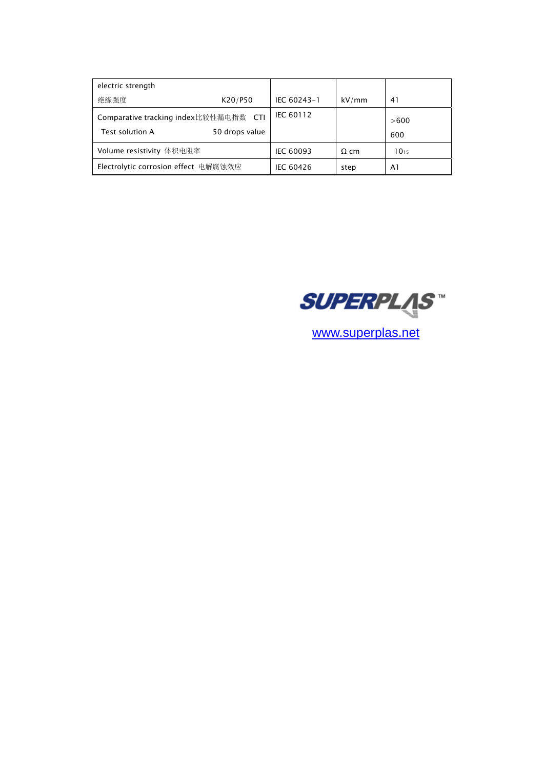| | | | |
|---|---|---|---|
| electric strength 绝缘强度 K20/P50 | IEC 60243-1 | kV/mm | 41 |
| Comparative tracking index比较性漏电指数 CTI Test solution A 50 drops value | IEC 60112 | | >600 600 |
| Volume resistivity 体积电阻率 | IEC 60093 | Ω cm | $10^{15}$ |
| Electrolytic corrosion effect 电解腐蚀效应 | IEC 60426 | step | A1 |

SUPERPLAS™

www.superplas.net